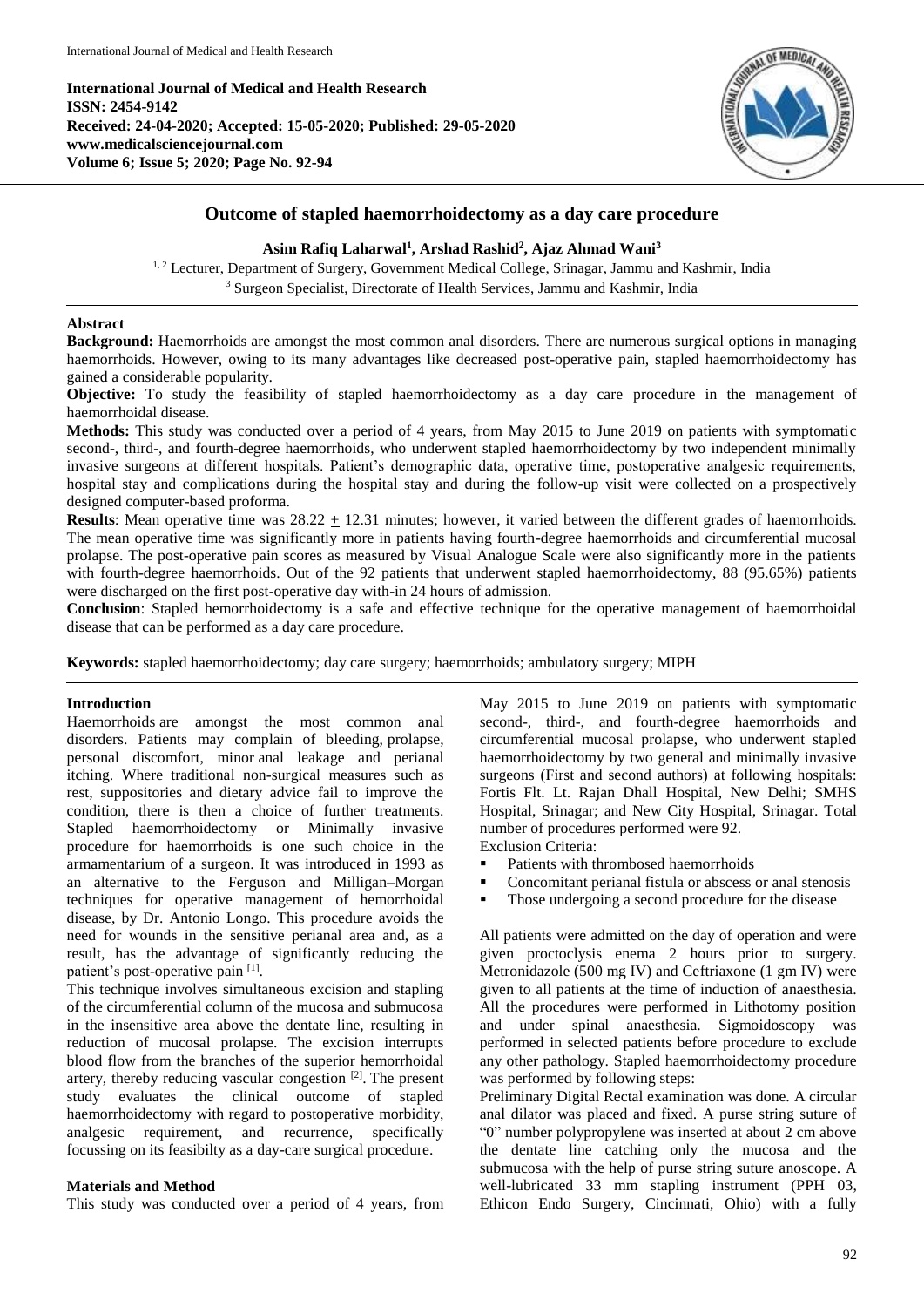**International Journal of Medical and Health Research**
**ISSN: 2454-9142**
**Received: 24-04-2020; Accepted: 15-05-2020; Published: 29-05-2020**
**www.medicalsciencejournal.com**
**Volume 6; Issue 5; 2020; Page No. 92-94**

# Outcome of stapled haemorrhoidectomy as a day care procedure

**Asim Rafiq Laharwal[1], Arshad Rashid[2], Ajaz Ahmad Wani[3]**

[1, 2] Lecturer, Department of Surgery, Government Medical College, Srinagar, Jammu and Kashmir, India
[3] Surgeon Specialist, Directorate of Health Services, Jammu and Kashmir, India

## Abstract

**Background:** Haemorrhoids are amongst the most common anal disorders. There are numerous surgical options in managing haemorrhoids. However, owing to its many advantages like decreased post-operative pain, stapled haemorrhoidectomy has gained a considerable popularity.

**Objective:** To study the feasibility of stapled haemorrhoidectomy as a day care procedure in the management of haemorrhoidal disease.

**Methods:** This study was conducted over a period of 4 years, from May 2015 to June 2019 on patients with symptomatic second-, third-, and fourth-degree haemorrhoids, who underwent stapled haemorrhoidectomy by two independent minimally invasive surgeons at different hospitals. Patient's demographic data, operative time, postoperative analgesic requirements, hospital stay and complications during the hospital stay and during the follow-up visit were collected on a prospectively designed computer-based proforma.

**Results**: Mean operative time was 28.22 $\pm$ 12.31 minutes; however, it varied between the different grades of haemorrhoids. The mean operative time was significantly more in patients having fourth-degree haemorrhoids and circumferential mucosal prolapse. The post-operative pain scores as measured by Visual Analogue Scale were also significantly more in the patients with fourth-degree haemorrhoids. Out of the 92 patients that underwent stapled haemorrhoidectomy, 88 (95.65%) patients were discharged on the first post-operative day with-in 24 hours of admission.

**Conclusion**: Stapled hemorrhoidectomy is a safe and effective technique for the operative management of haemorrhoidal disease that can be performed as a day care procedure.

**Keywords:** stapled haemorrhoidectomy; day care surgery; haemorrhoids; ambulatory surgery; MIPH

## Introduction

Haemorrhoids are amongst the most common anal disorders. Patients may complain of bleeding, prolapse, personal discomfort, minor anal leakage and perianal itching. Where traditional non-surgical measures such as rest, suppositories and dietary advice fail to improve the condition, there is then a choice of further treatments. Stapled haemorrhoidectomy or Minimally invasive procedure for haemorrhoids is one such choice in the armamentarium of a surgeon. It was introduced in 1993 as an alternative to the Ferguson and Milligan–Morgan techniques for operative management of hemorrhoidal disease, by Dr. Antonio Longo. This procedure avoids the need for wounds in the sensitive perianal area and, as a result, has the advantage of significantly reducing the patient's post-operative pain [1].

This technique involves simultaneous excision and stapling of the circumferential column of the mucosa and submucosa in the insensitive area above the dentate line, resulting in reduction of mucosal prolapse. The excision interrupts blood flow from the branches of the superior hemorrhoidal artery, thereby reducing vascular congestion [2]. The present study evaluates the clinical outcome of stapled haemorrhoidectomy with regard to postoperative morbidity, analgesic requirement, and recurrence, specifically focussing on its feasibilty as a day-care surgical procedure.

## Materials and Method

This study was conducted over a period of 4 years, from May 2015 to June 2019 on patients with symptomatic second-, third-, and fourth-degree haemorrhoids and circumferential mucosal prolapse, who underwent stapled haemorrhoidectomy by two general and minimally invasive surgeons (First and second authors) at following hospitals: Fortis Flt. Lt. Rajan Dhall Hospital, New Delhi; SMHS Hospital, Srinagar; and New City Hospital, Srinagar. Total number of procedures performed were 92.

Exclusion Criteria:

- Patients with thrombosed haemorrhoids
- Concomitant perianal fistula or abscess or anal stenosis
- Those undergoing a second procedure for the disease

All patients were admitted on the day of operation and were given proctoclysis enema 2 hours prior to surgery. Metronidazole (500 mg IV) and Ceftriaxone (1 gm IV) were given to all patients at the time of induction of anaesthesia. All the procedures were performed in Lithotomy position and under spinal anaesthesia. Sigmoidoscopy was performed in selected patients before procedure to exclude any other pathology. Stapled haemorrhoidectomy procedure was performed by following steps:

Preliminary Digital Rectal examination was done. A circular anal dilator was placed and fixed. A purse string suture of "0" number polypropylene was inserted at about 2 cm above the dentate line catching only the mucosa and the submucosa with the help of purse string suture anoscope. A well-lubricated 33 mm stapling instrument (PPH 03, Ethicon Endo Surgery, Cincinnati, Ohio) with a fully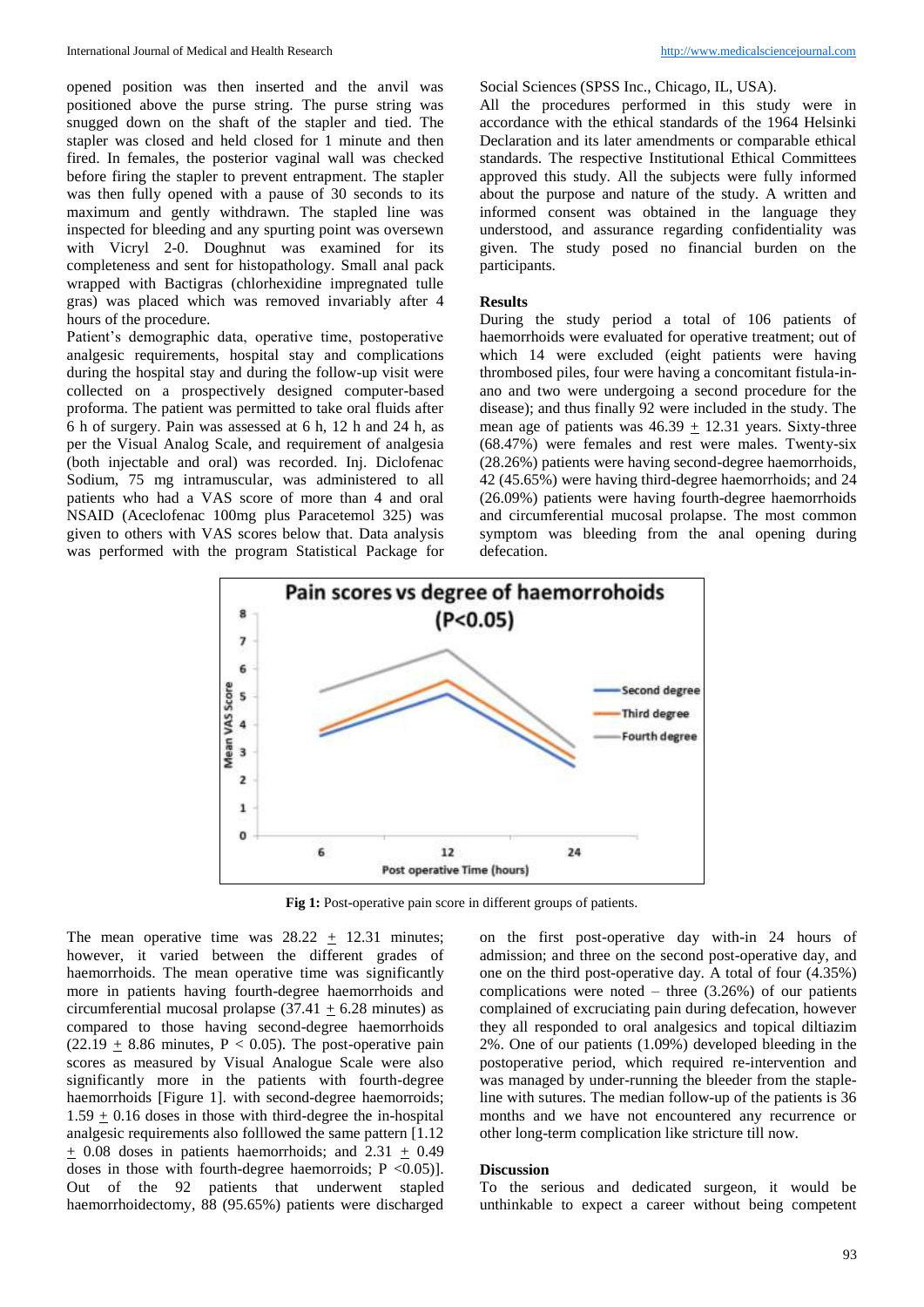opened position was then inserted and the anvil was positioned above the purse string. The purse string was snugged down on the shaft of the stapler and tied. The stapler was closed and held closed for 1 minute and then fired. In females, the posterior vaginal wall was checked before firing the stapler to prevent entrapment. The stapler was then fully opened with a pause of 30 seconds to its maximum and gently withdrawn. The stapled line was inspected for bleeding and any spurting point was oversewn with Vicryl 2-0. Doughnut was examined for its completeness and sent for histopathology. Small anal pack wrapped with Bactigras (chlorhexidine impregnated tulle gras) was placed which was removed invariably after 4 hours of the procedure.

Patient's demographic data, operative time, postoperative analgesic requirements, hospital stay and complications during the hospital stay and during the follow-up visit were collected on a prospectively designed computer-based proforma. The patient was permitted to take oral fluids after 6 h of surgery. Pain was assessed at 6 h, 12 h and 24 h, as per the Visual Analog Scale, and requirement of analgesia (both injectable and oral) was recorded. Inj. Diclofenac Sodium, 75 mg intramuscular, was administered to all patients who had a VAS score of more than 4 and oral NSAID (Aceclofenac 100mg plus Paracetemol 325) was given to others with VAS scores below that. Data analysis was performed with the program Statistical Package for Social Sciences (SPSS Inc., Chicago, IL, USA).

All the procedures performed in this study were in accordance with the ethical standards of the 1964 Helsinki Declaration and its later amendments or comparable ethical standards. The respective Institutional Ethical Committees approved this study. All the subjects were fully informed about the purpose and nature of the study. A written and informed consent was obtained in the language they understood, and assurance regarding confidentiality was given. The study posed no financial burden on the participants.

## Results

During the study period a total of 106 patients of haemorrhoids were evaluated for operative treatment; out of which 14 were excluded (eight patients were having thrombosed piles, four were having a concomitant fistula-in-ano and two were undergoing a second procedure for the disease); and thus finally 92 were included in the study. The mean age of patients was 46.39 ± 12.31 years. Sixty-three (68.47%) were females and rest were males. Twenty-six (28.26%) patients were having second-degree haemorrhoids, 42 (45.65%) were having third-degree haemorrhoids; and 24 (26.09%) patients were having fourth-degree haemorrhoids and circumferential mucosal prolapse. The most common symptom was bleeding from the anal opening during defecation.

**Fig 1:** Post-operative pain score in different groups of patients.

The mean operative time was 28.22 ± 12.31 minutes; however, it varied between the different grades of haemorrhoids. The mean operative time was significantly more in patients having fourth-degree haemorrhoids and circumferential mucosal prolapse (37.41 ± 6.28 minutes) as compared to those having second-degree haemorrhoids (22.19 ± 8.86 minutes, $P < 0.05$). The post-operative pain scores as measured by Visual Analogue Scale were also significantly more in the patients with fourth-degree haemorrhoids [Figure 1]. with second-degree haemorroids; 1.59 ± 0.16 doses in those with third-degree the in-hospital analgesic requirements also folllowed the same pattern [1.12 ± 0.08 doses in patients haemorrhoids; and 2.31 ± 0.49 doses in those with fourth-degree haemorroids; $P < 0.05$)]. Out of the 92 patients that underwent stapled haemorrhoidectomy, 88 (95.65%) patients were discharged on the first post-operative day with-in 24 hours of admission; and three on the second post-operative day, and one on the third post-operative day. A total of four (4.35%) complications were noted – three (3.26%) of our patients complained of excruciating pain during defecation, however they all responded to oral analgesics and topical diltiazim 2%. One of our patients (1.09%) developed bleeding in the postoperative period, which required re-intervention and was managed by under-running the bleeder from the staple-line with sutures. The median follow-up of the patients is 36 months and we have not encountered any recurrence or other long-term complication like stricture till now.

## Discussion

To the serious and dedicated surgeon, it would be unthinkable to expect a career without being competent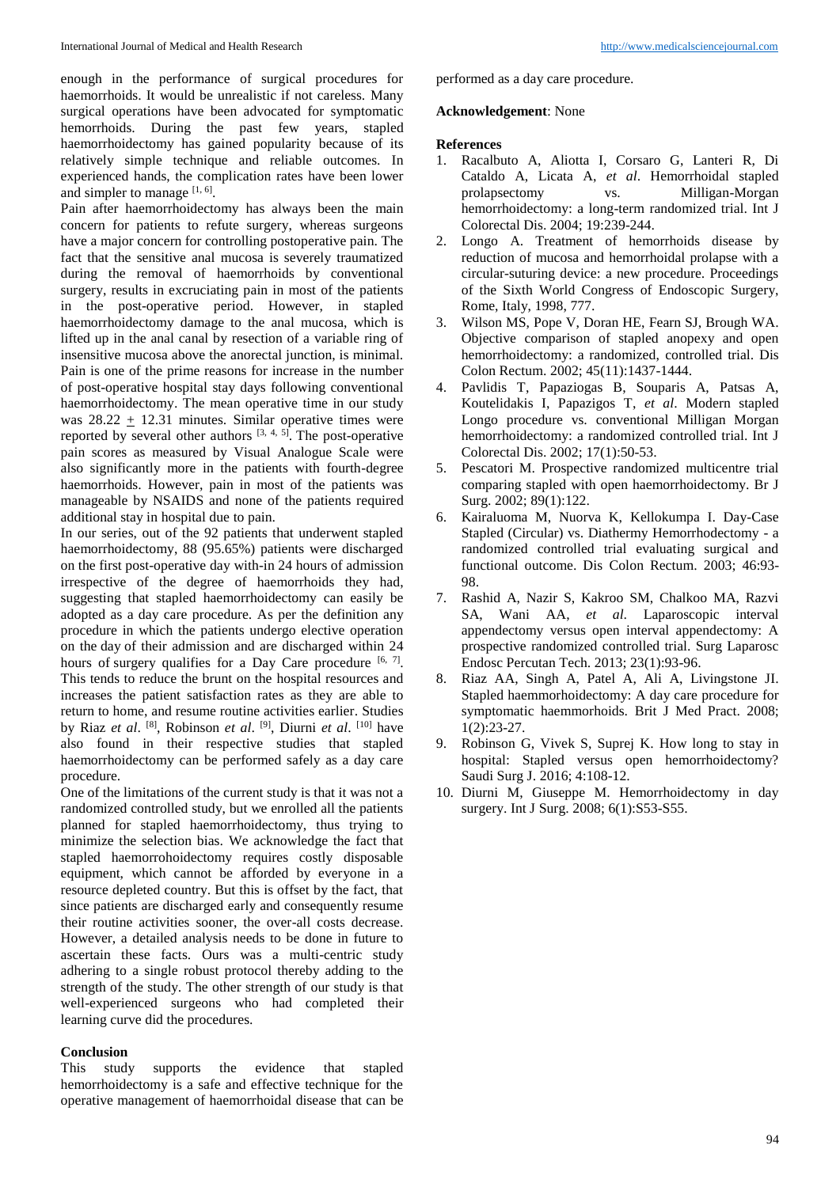enough in the performance of surgical procedures for haemorrhoids. It would be unrealistic if not careless. Many surgical operations have been advocated for symptomatic hemorrhoids. During the past few years, stapled haemorrhoidectomy has gained popularity because of its relatively simple technique and reliable outcomes. In experienced hands, the complication rates have been lower and simpler to manage [1, 6].

Pain after haemorrhoidectomy has always been the main concern for patients to refute surgery, whereas surgeons have a major concern for controlling postoperative pain. The fact that the sensitive anal mucosa is severely traumatized during the removal of haemorrhoids by conventional surgery, results in excruciating pain in most of the patients in the post-operative period. However, in stapled haemorrhoidectomy damage to the anal mucosa, which is lifted up in the anal canal by resection of a variable ring of insensitive mucosa above the anorectal junction, is minimal. Pain is one of the prime reasons for increase in the number of post-operative hospital stay days following conventional haemorrhoidectomy. The mean operative time in our study was 28.22 ± 12.31 minutes. Similar operative times were reported by several other authors [3, 4, 5]. The post-operative pain scores as measured by Visual Analogue Scale were also significantly more in the patients with fourth-degree haemorrhoids. However, pain in most of the patients was manageable by NSAIDS and none of the patients required additional stay in hospital due to pain.

In our series, out of the 92 patients that underwent stapled haemorrhoidectomy, 88 (95.65%) patients were discharged on the first post-operative day with-in 24 hours of admission irrespective of the degree of haemorrhoids they had, suggesting that stapled haemorrhoidectomy can easily be adopted as a day care procedure. As per the definition any procedure in which the patients undergo elective operation on the day of their admission and are discharged within 24 hours of surgery qualifies for a Day Care procedure [6, 7]. This tends to reduce the brunt on the hospital resources and increases the patient satisfaction rates as they are able to return to home, and resume routine activities earlier. Studies by Riaz *et al*. [8], Robinson *et al*. [9], Diurni *et al*. [10] have also found in their respective studies that stapled haemorrhoidectomy can be performed safely as a day care procedure.

One of the limitations of the current study is that it was not a randomized controlled study, but we enrolled all the patients planned for stapled haemorrhoidectomy, thus trying to minimize the selection bias. We acknowledge the fact that stapled haemorrohoidectomy requires costly disposable equipment, which cannot be afforded by everyone in a resource depleted country. But this is offset by the fact, that since patients are discharged early and consequently resume their routine activities sooner, the over-all costs decrease. However, a detailed analysis needs to be done in future to ascertain these facts. Ours was a multi-centric study adhering to a single robust protocol thereby adding to the strength of the study. The other strength of our study is that well-experienced surgeons who had completed their learning curve did the procedures.

## Conclusion

This study supports the evidence that stapled hemorrhoidectomy is a safe and effective technique for the operative management of haemorrhoidal disease that can be performed as a day care procedure.

**Acknowledgement**: None

## References

1. Racalbuto A, Aliotta I, Corsaro G, Lanteri R, Di Cataldo A, Licata A, *et al*. Hemorrhoidal stapled prolapsectomy vs. Milligan-Morgan hemorrhoidectomy: a long-term randomized trial. Int J Colorectal Dis. 2004; 19:239-244.
2. Longo A. Treatment of hemorrhoids disease by reduction of mucosa and hemorrhoidal prolapse with a circular-suturing device: a new procedure. Proceedings of the Sixth World Congress of Endoscopic Surgery, Rome, Italy, 1998, 777.
3. Wilson MS, Pope V, Doran HE, Fearn SJ, Brough WA. Objective comparison of stapled anopexy and open hemorrhoidectomy: a randomized, controlled trial. Dis Colon Rectum. 2002; 45(11):1437-1444.
4. Pavlidis T, Papaziogas B, Souparis A, Patsas A, Koutelidakis I, Papazigos T, *et al*. Modern stapled Longo procedure vs. conventional Milligan Morgan hemorrhoidectomy: a randomized controlled trial. Int J Colorectal Dis. 2002; 17(1):50-53.
5. Pescatori M. Prospective randomized multicentre trial comparing stapled with open haemorrhoidectomy. Br J Surg. 2002; 89(1):122.
6. Kairaluoma M, Nuorva K, Kellokumpa I. Day-Case Stapled (Circular) vs. Diathermy Hemorrhodectomy - a randomized controlled trial evaluating surgical and functional outcome. Dis Colon Rectum. 2003; 46:93-98.
7. Rashid A, Nazir S, Kakroo SM, Chalkoo MA, Razvi SA, Wani AA, *et al.* Laparoscopic interval appendectomy versus open interval appendectomy: A prospective randomized controlled trial. Surg Laparosc Endosc Percutan Tech. 2013; 23(1):93-96.
8. Riaz AA, Singh A, Patel A, Ali A, Livingstone JI. Stapled haemmorhoidectomy: A day care procedure for symptomatic haemmorhoids. Brit J Med Pract. 2008; 1(2):23-27.
9. Robinson G, Vivek S, Suprej K. How long to stay in hospital: Stapled versus open hemorrhoidectomy? Saudi Surg J. 2016; 4:108-12.
10. Diurni M, Giuseppe M. Hemorrhoidectomy in day surgery. Int J Surg. 2008; 6(1):S53-S55.